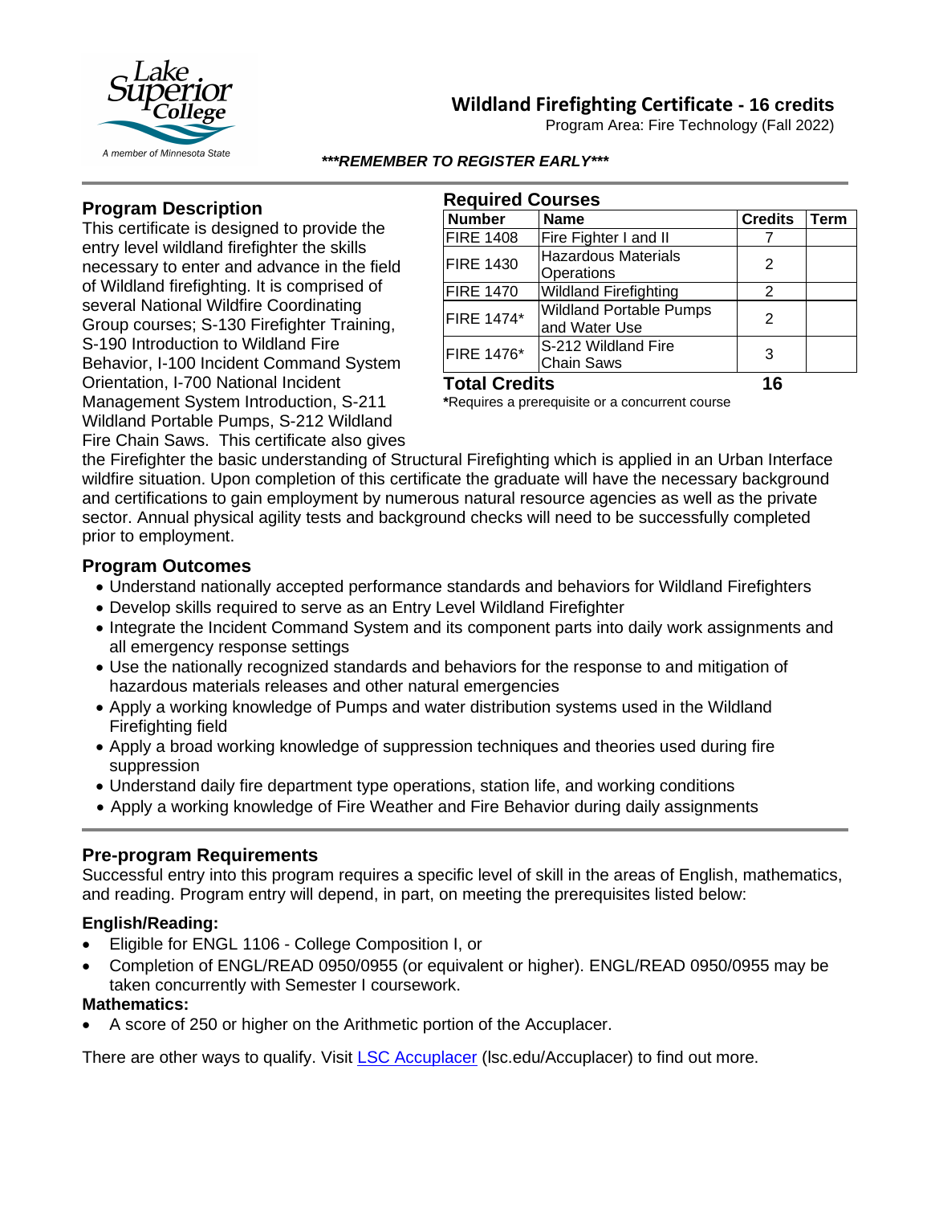# Wildland Firefighting Certificate - 16 credits

Program Area: Fire Technology (Fall 2022)

***REMEMBER TO REGISTER EARLY***

## Program Description

This certificate is designed to provide the entry level wildland firefighter the skills necessary to enter and advance in the field of Wildland firefighting. It is comprised of several National Wildfire Coordinating Group courses; S-130 Firefighter Training, S-190 Introduction to Wildland Fire Behavior, I-100 Incident Command System Orientation, I-700 National Incident Management System Introduction, S-211 Wildland Portable Pumps, S-212 Wildland Fire Chain Saws. This certificate also gives the Firefighter the basic understanding of Structural Firefighting which is applied in an Urban Interface wildfire situation. Upon completion of this certificate the graduate will have the necessary background and certifications to gain employment by numerous natural resource agencies as well as the private sector. Annual physical agility tests and background checks will need to be successfully completed prior to employment.

## Required Courses

| Number | Name | Credits | Term |
|---|---|---|---|
| FIRE 1408 | Fire Fighter I and II | 7 | |
| FIRE 1430 | Hazardous Materials Operations | 2 | |
| FIRE 1470 | Wildland Firefighting | 2 | |
| FIRE 1474* | Wildland Portable Pumps and Water Use | 2 | |
| FIRE 1476* | S-212 Wildland Fire Chain Saws | 3 | |
| **Total Credits** | | **16** | |

***Requires a prerequisite or a concurrent course**

## Program Outcomes

- Understand nationally accepted performance standards and behaviors for Wildland Firefighters
- Develop skills required to serve as an Entry Level Wildland Firefighter
- Integrate the Incident Command System and its component parts into daily work assignments and all emergency response settings
- Use the nationally recognized standards and behaviors for the response to and mitigation of hazardous materials releases and other natural emergencies
- Apply a working knowledge of Pumps and water distribution systems used in the Wildland Firefighting field
- Apply a broad working knowledge of suppression techniques and theories used during fire suppression
- Understand daily fire department type operations, station life, and working conditions
- Apply a working knowledge of Fire Weather and Fire Behavior during daily assignments

## Pre-program Requirements

Successful entry into this program requires a specific level of skill in the areas of English, mathematics, and reading. Program entry will depend, in part, on meeting the prerequisites listed below:

### English/Reading:

- Eligible for ENGL 1106 - College Composition I, or
- Completion of ENGL/READ 0950/0955 (or equivalent or higher). ENGL/READ 0950/0955 may be taken concurrently with Semester I coursework.

### Mathematics:

- A score of 250 or higher on the Arithmetic portion of the Accuplacer.

There are other ways to qualify. Visit [LSC Accuplacer](lsc.edu/Accuplacer) (lsc.edu/Accuplacer) to find out more.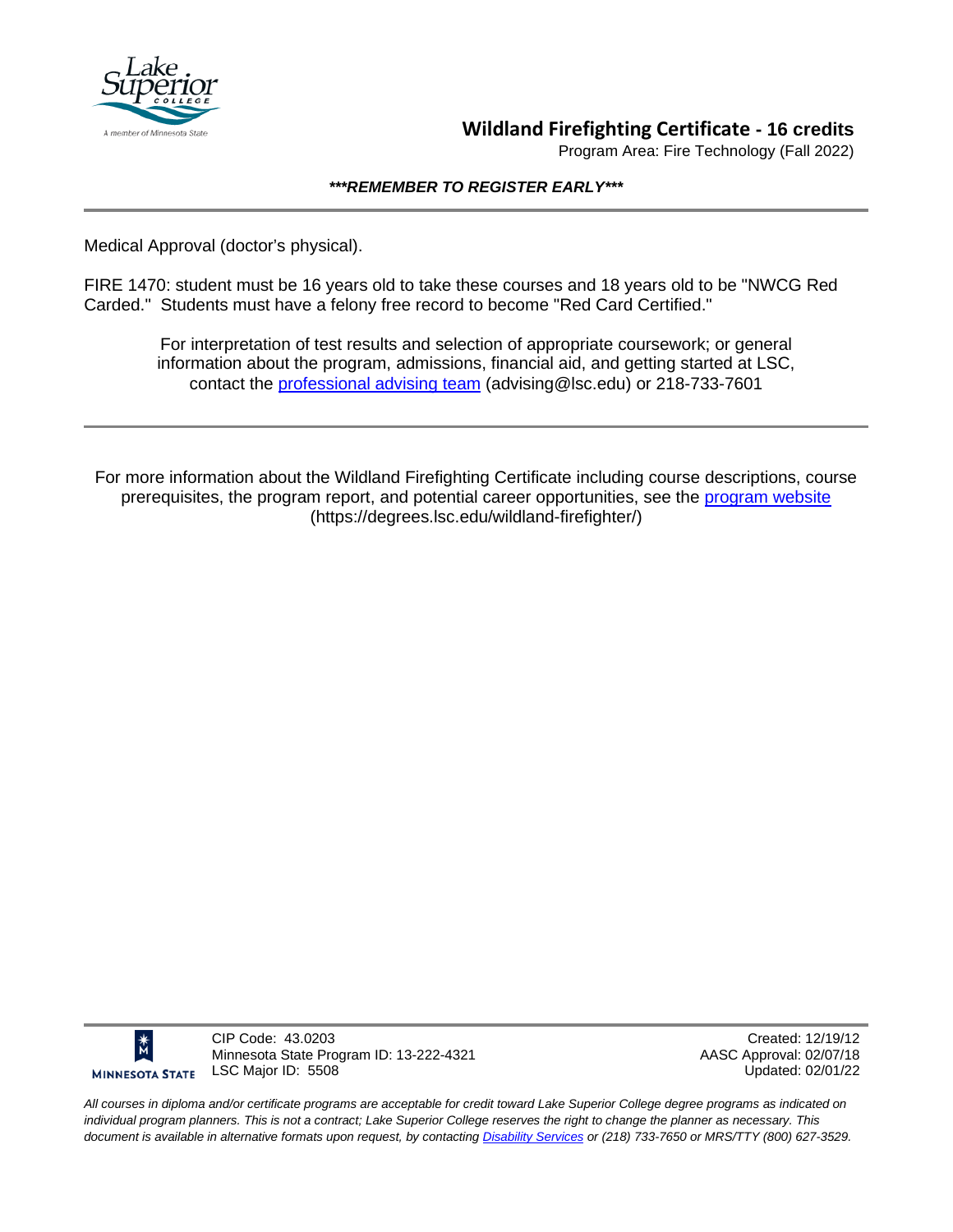# Wildland Firefighting Certificate - 16 credits

Program Area: Fire Technology (Fall 2022)

***REMEMBER TO REGISTER EARLY***

---

Medical Approval (doctor's physical).

FIRE 1470: student must be 16 years old to take these courses and 18 years old to be "NWCG Red Carded." Students must have a felony free record to become "Red Card Certified."

For interpretation of test results and selection of appropriate coursework; or general information about the program, admissions, financial aid, and getting started at LSC, contact the professional advising team (advising@lsc.edu) or 218-733-7601

---

For more information about the Wildland Firefighting Certificate including course descriptions, course prerequisites, the program report, and potential career opportunities, see the program website (https://degrees.lsc.edu/wildland-firefighter/)

---

CIP Code: 43.0203
Minnesota State Program ID: 13-222-4321
LSC Major ID: 5508

Created: 12/19/12
AASC Approval: 02/07/18
Updated: 02/01/22

*All courses in diploma and/or certificate programs are acceptable for credit toward Lake Superior College degree programs as indicated on individual program planners. This is not a contract; Lake Superior College reserves the right to change the planner as necessary. This document is available in alternative formats upon request, by contacting Disability Services or (218) 733-7650 or MRS/TTY (800) 627-3529.*